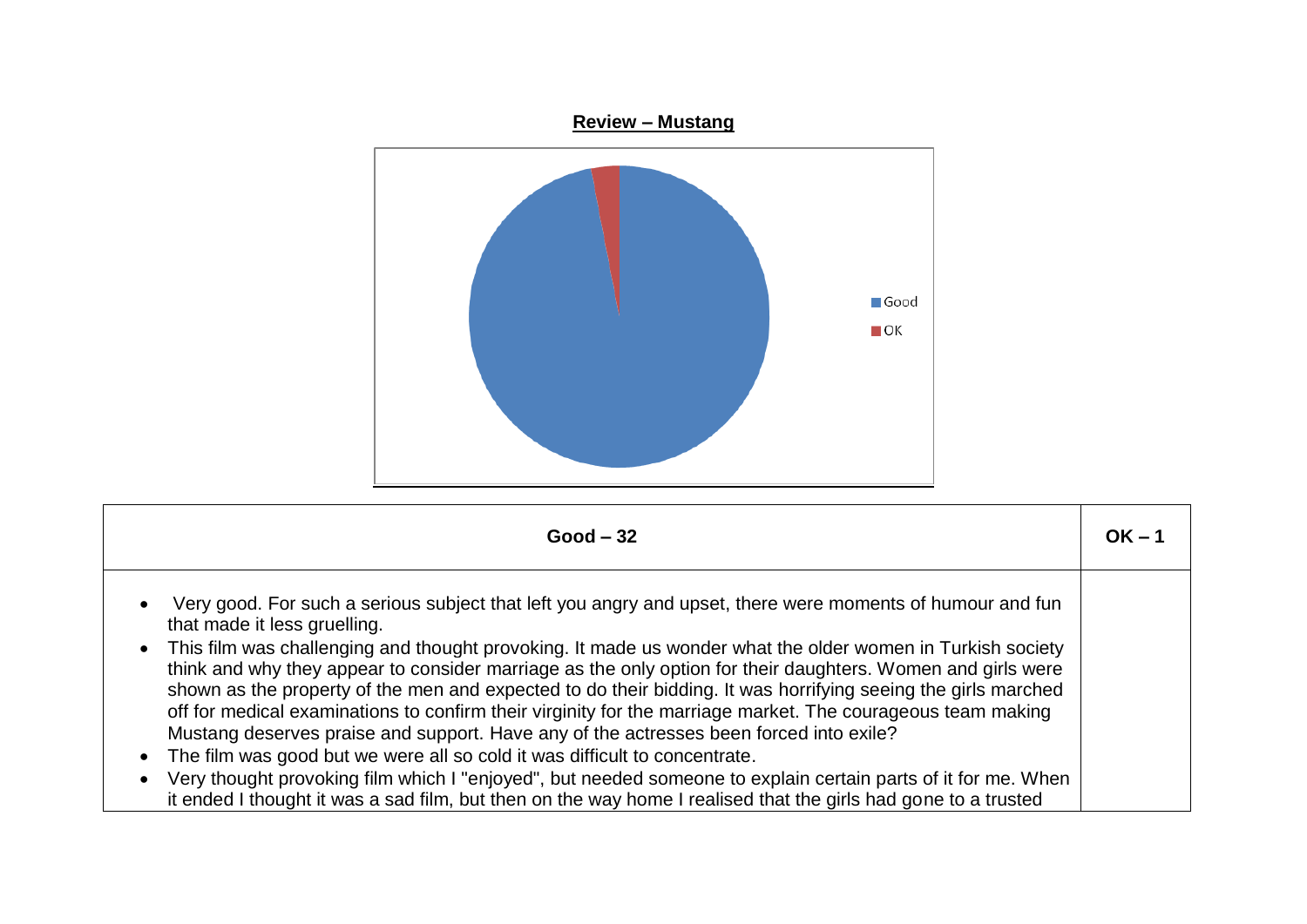**Review – Mustang**

Good

OK

| Good – 32 | OK – 1 |
| --- | --- |
| • Very good. For such a serious subject that left you angry and upset, there were moments of humour and fun that made it less gruelling.<br>• This film was challenging and thought provoking. It made us wonder what the older women in Turkish society think and why they appear to consider marriage as the only option for their daughters. Women and girls were shown as the property of the men and expected to do their bidding. It was horrifying seeing the girls marched off for medical examinations to confirm their virginity for the marriage market. The courageous team making Mustang deserves praise and support. Have any of the actresses been forced into exile?<br>• The film was good but we were all so cold it was difficult to concentrate.<br>• Very thought provoking film which I "enjoyed", but needed someone to explain certain parts of it for me. When it ended I thought it was a sad film, but then on the way home I realised that the girls had gone to a trusted | |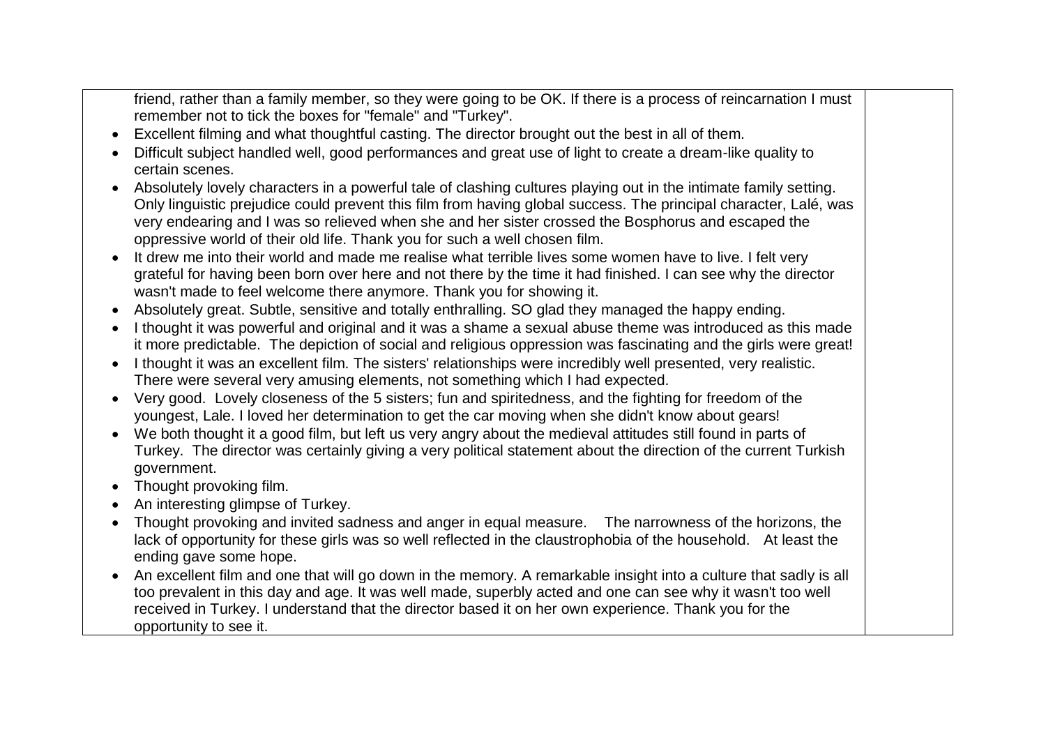friend, rather than a family member, so they were going to be OK. If there is a process of reincarnation I must remember not to tick the boxes for "female" and "Turkey".

- Excellent filming and what thoughtful casting. The director brought out the best in all of them.
- Difficult subject handled well, good performances and great use of light to create a dream-like quality to certain scenes.
- Absolutely lovely characters in a powerful tale of clashing cultures playing out in the intimate family setting. Only linguistic prejudice could prevent this film from having global success. The principal character, Lalé, was very endearing and I was so relieved when she and her sister crossed the Bosphorus and escaped the oppressive world of their old life. Thank you for such a well chosen film.
- It drew me into their world and made me realise what terrible lives some women have to live. I felt very grateful for having been born over here and not there by the time it had finished. I can see why the director wasn't made to feel welcome there anymore. Thank you for showing it.
- Absolutely great. Subtle, sensitive and totally enthralling. SO glad they managed the happy ending.
- I thought it was powerful and original and it was a shame a sexual abuse theme was introduced as this made it more predictable. The depiction of social and religious oppression was fascinating and the girls were great!
- I thought it was an excellent film. The sisters' relationships were incredibly well presented, very realistic. There were several very amusing elements, not something which I had expected.
- Very good. Lovely closeness of the 5 sisters; fun and spiritedness, and the fighting for freedom of the youngest, Lale. I loved her determination to get the car moving when she didn't know about gears!
- We both thought it a good film, but left us very angry about the medieval attitudes still found in parts of Turkey. The director was certainly giving a very political statement about the direction of the current Turkish government.
- Thought provoking film.
- An interesting glimpse of Turkey.
- Thought provoking and invited sadness and anger in equal measure. The narrowness of the horizons, the lack of opportunity for these girls was so well reflected in the claustrophobia of the household. At least the ending gave some hope.
- An excellent film and one that will go down in the memory. A remarkable insight into a culture that sadly is all too prevalent in this day and age. It was well made, superbly acted and one can see why it wasn't too well received in Turkey. I understand that the director based it on her own experience. Thank you for the opportunity to see it.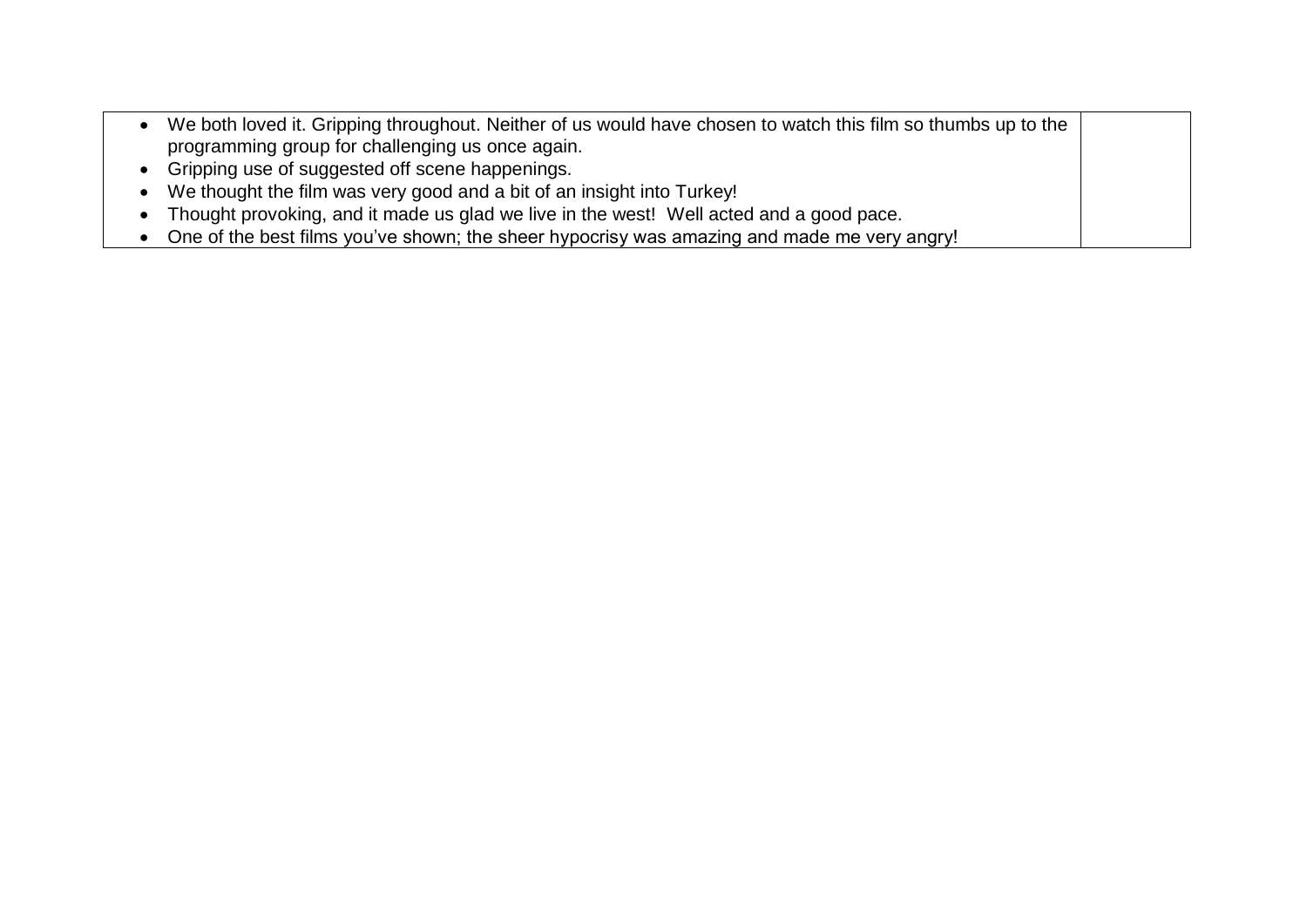| | |
|---|---|
| • We both loved it. Gripping throughout. Neither of us would have chosen to watch this film so thumbs up to the programming group for challenging us once again.<br>• Gripping use of suggested off scene happenings.<br>• We thought the film was very good and a bit of an insight into Turkey!<br>• Thought provoking, and it made us glad we live in the west!  Well acted and a good pace.<br>• One of the best films you've shown; the sheer hypocrisy was amazing and made me very angry! | |